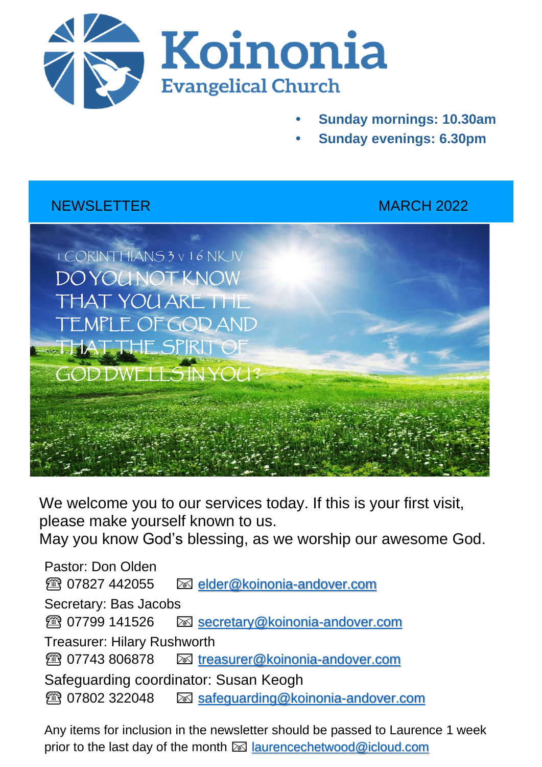# Koinonia

## Evangelical Church

- **Sunday mornings: 10.30am**
- **Sunday evenings: 6.30pm**

NEWSLETTER MARCH 2022

1 CORINTHIANS 3 v 16 NKJV

DO YOU NOT KNOW THAT YOU ARE THE TEMPLE OF GOD AND THAT THE SPIRIT OF GOD DWELLS IN YOU?

We welcome you to our services today. If this is your first visit, please make yourself known to us.
May you know God's blessing, as we worship our awesome God.

Pastor: Don Olden
☎ 07827 442055 ✉ elder@koinonia-andover.com

Secretary: Bas Jacobs
☎ 07799 141526 ✉ secretary@koinonia-andover.com

Treasurer: Hilary Rushworth
☎ 07743 806878 ✉ treasurer@koinonia-andover.com

Safeguarding coordinator: Susan Keogh
☎ 07802 322048 ✉ safeguarding@koinonia-andover.com

Any items for inclusion in the newsletter should be passed to Laurence 1 week prior to the last day of the month ✉ laurencechetwood@icloud.com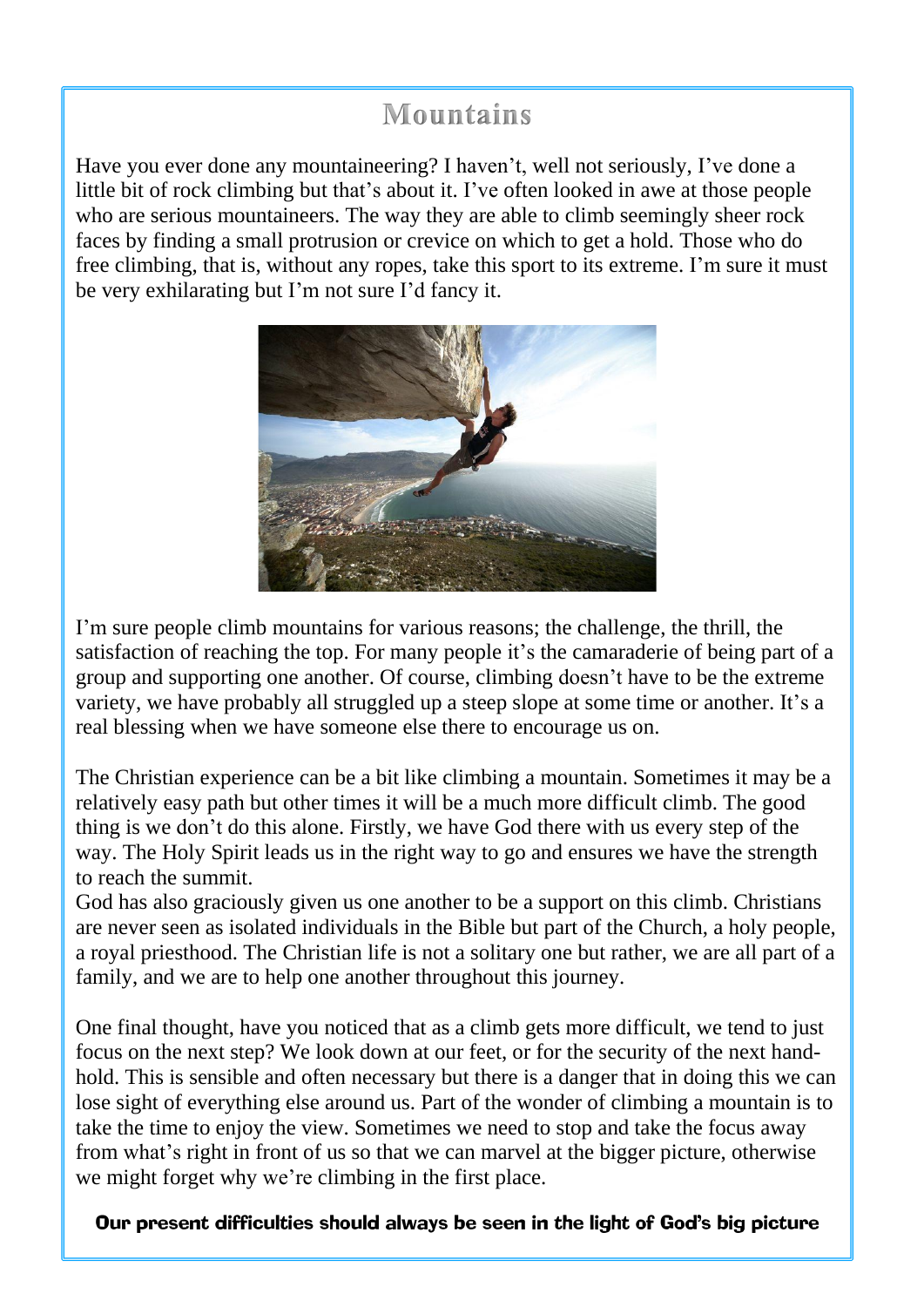# Mountains

Have you ever done any mountaineering? I haven't, well not seriously, I've done a little bit of rock climbing but that's about it. I've often looked in awe at those people who are serious mountaineers. The way they are able to climb seemingly sheer rock faces by finding a small protrusion or crevice on which to get a hold. Those who do free climbing, that is, without any ropes, take this sport to its extreme. I'm sure it must be very exhilarating but I'm not sure I'd fancy it.

I'm sure people climb mountains for various reasons; the challenge, the thrill, the satisfaction of reaching the top. For many people it's the camaraderie of being part of a group and supporting one another. Of course, climbing doesn't have to be the extreme variety, we have probably all struggled up a steep slope at some time or another. It's a real blessing when we have someone else there to encourage us on.

The Christian experience can be a bit like climbing a mountain. Sometimes it may be a relatively easy path but other times it will be a much more difficult climb. The good thing is we don't do this alone. Firstly, we have God there with us every step of the way. The Holy Spirit leads us in the right way to go and ensures we have the strength to reach the summit.

God has also graciously given us one another to be a support on this climb. Christians are never seen as isolated individuals in the Bible but part of the Church, a holy people, a royal priesthood. The Christian life is not a solitary one but rather, we are all part of a family, and we are to help one another throughout this journey.

One final thought, have you noticed that as a climb gets more difficult, we tend to just focus on the next step? We look down at our feet, or for the security of the next hand-hold. This is sensible and often necessary but there is a danger that in doing this we can lose sight of everything else around us. Part of the wonder of climbing a mountain is to take the time to enjoy the view. Sometimes we need to stop and take the focus away from what's right in front of us so that we can marvel at the bigger picture, otherwise we might forget why we're climbing in the first place.

**Our present difficulties should always be seen in the light of God's big picture**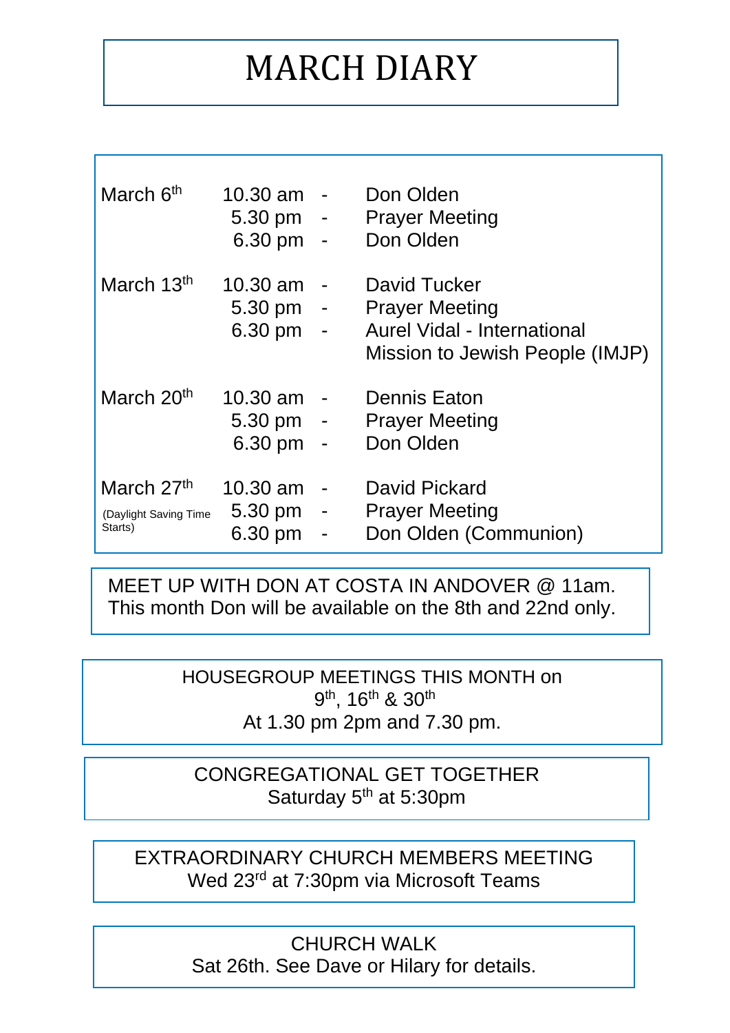# MARCH DIARY

| Date | Time | | Event |
|---|---|---|---|
| March 6th | 10.30 am | - | Don Olden |
| | 5.30 pm | - | Prayer Meeting |
| | 6.30 pm | - | Don Olden |
| March 13th | 10.30 am | - | David Tucker |
| | 5.30 pm | - | Prayer Meeting |
| | 6.30 pm | - | Aurel Vidal - International Mission to Jewish People (IMJP) |
| March 20th | 10.30 am | - | Dennis Eaton |
| | 5.30 pm | - | Prayer Meeting |
| | 6.30 pm | - | Don Olden |
| March 27th | 10.30 am | - | David Pickard |
| (Daylight Saving Time Starts) | 5.30 pm | - | Prayer Meeting |
| | 6.30 pm | - | Don Olden (Communion) |

MEET UP WITH DON AT COSTA IN ANDOVER @ 11am.
This month Don will be available on the 8th and 22nd only.

HOUSEGROUP MEETINGS THIS MONTH on
9th, 16th & 30th
At 1.30 pm 2pm and 7.30 pm.

CONGREGATIONAL GET TOGETHER
Saturday 5th at 5:30pm

EXTRAORDINARY CHURCH MEMBERS MEETING
Wed 23rd at 7:30pm via Microsoft Teams

CHURCH WALK
Sat 26th. See Dave or Hilary for details.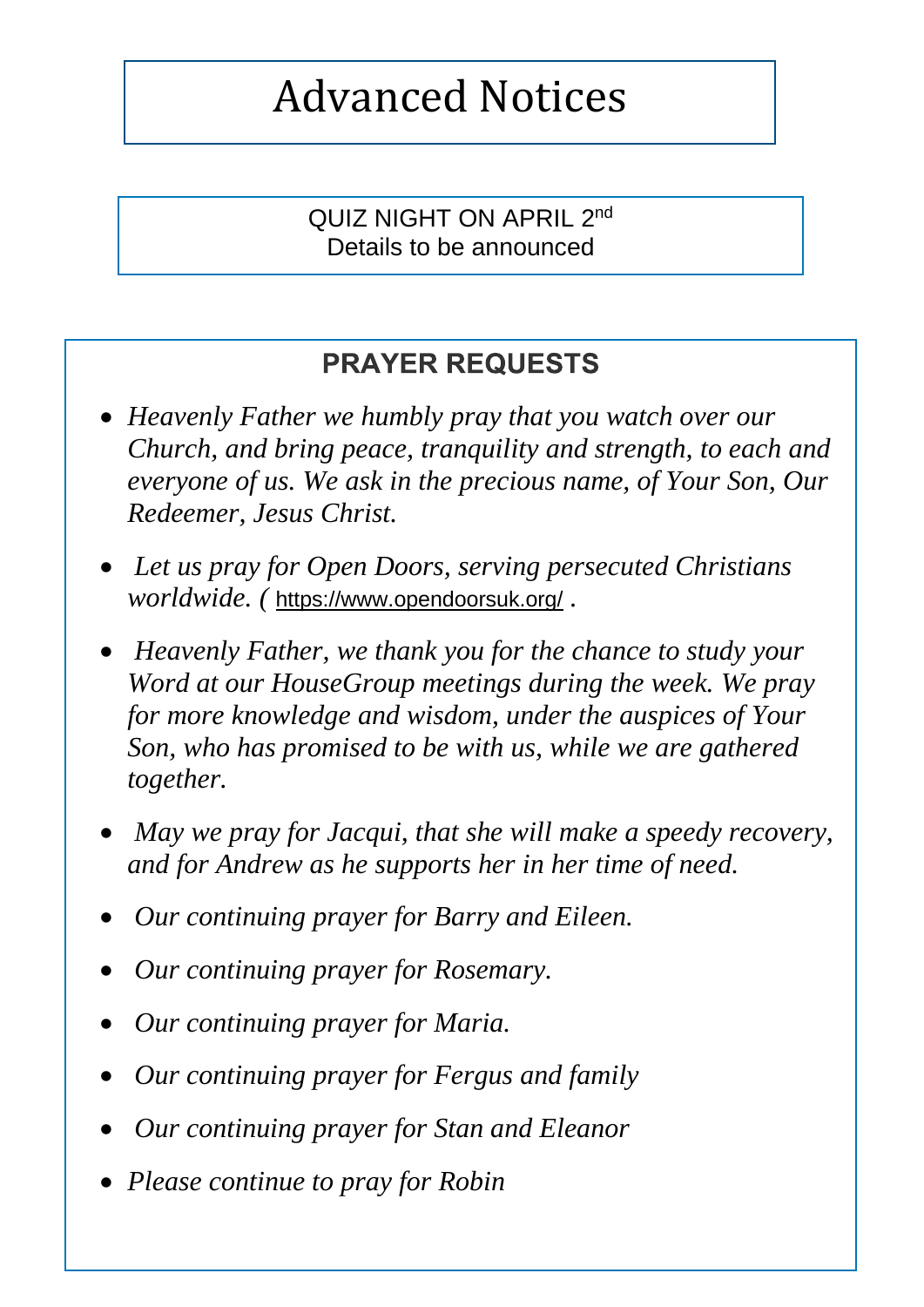# Advanced Notices

QUIZ NIGHT ON APRIL 2nd
Details to be announced

## PRAYER REQUESTS

- *Heavenly Father we humbly pray that you watch over our Church, and bring peace, tranquility and strength, to each and everyone of us. We ask in the precious name, of Your Son, Our Redeemer, Jesus Christ.*
- *Let us pray for Open Doors, serving persecuted Christians worldwide. (* https://www.opendoorsuk.org/ *.*
- *Heavenly Father, we thank you for the chance to study your Word at our HouseGroup meetings during the week. We pray for more knowledge and wisdom, under the auspices of Your Son, who has promised to be with us, while we are gathered together.*
- *May we pray for Jacqui, that she will make a speedy recovery, and for Andrew as he supports her in her time of need.*
- *Our continuing prayer for Barry and Eileen.*
- *Our continuing prayer for Rosemary.*
- *Our continuing prayer for Maria.*
- *Our continuing prayer for Fergus and family*
- *Our continuing prayer for Stan and Eleanor*
- *Please continue to pray for Robin*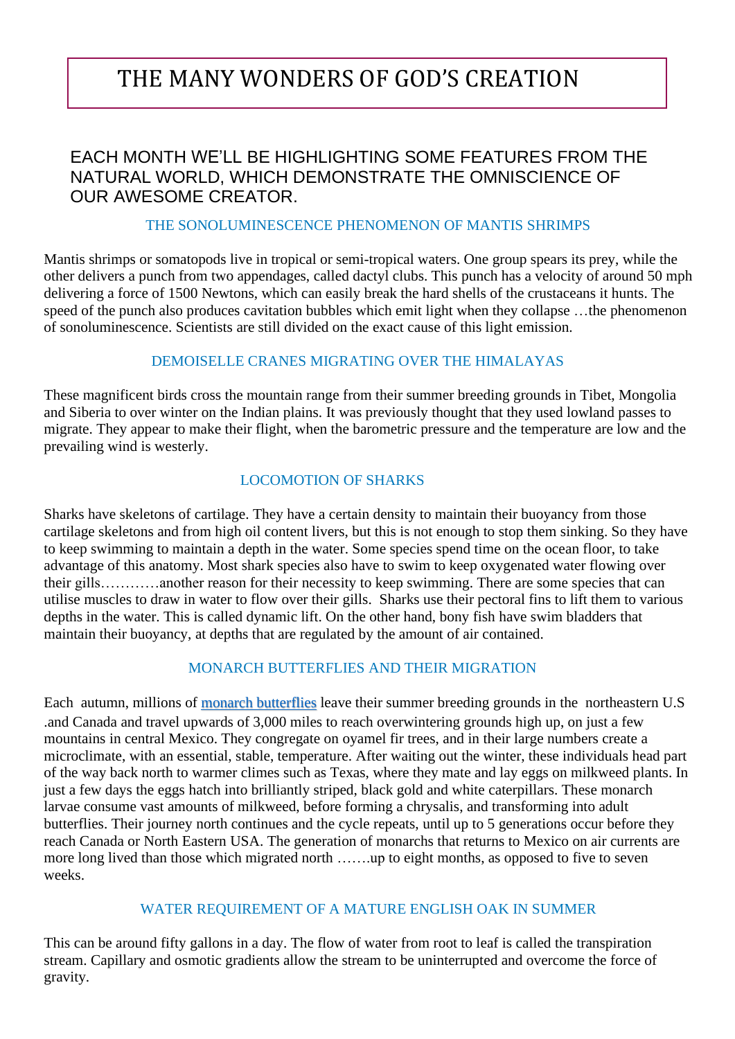# THE MANY WONDERS OF GOD'S CREATION

EACH MONTH WE'LL BE HIGHLIGHTING SOME FEATURES FROM THE NATURAL WORLD, WHICH DEMONSTRATE THE OMNISCIENCE OF OUR AWESOME CREATOR.

### THE SONOLUMINESCENCE PHENOMENON OF MANTIS SHRIMPS

Mantis shrimps or somatopods live in tropical or semi-tropical waters. One group spears its prey, while the other delivers a punch from two appendages, called dactyl clubs. This punch has a velocity of around 50 mph delivering a force of 1500 Newtons, which can easily break the hard shells of the crustaceans it hunts. The speed of the punch also produces cavitation bubbles which emit light when they collapse …the phenomenon of sonoluminescence. Scientists are still divided on the exact cause of this light emission.

### DEMOISELLE CRANES MIGRATING OVER THE HIMALAYAS

These magnificent birds cross the mountain range from their summer breeding grounds in Tibet, Mongolia and Siberia to over winter on the Indian plains. It was previously thought that they used lowland passes to migrate. They appear to make their flight, when the barometric pressure and the temperature are low and the prevailing wind is westerly.

### LOCOMOTION OF SHARKS

Sharks have skeletons of cartilage. They have a certain density to maintain their buoyancy from those cartilage skeletons and from high oil content livers, but this is not enough to stop them sinking. So they have to keep swimming to maintain a depth in the water. Some species spend time on the ocean floor, to take advantage of this anatomy. Most shark species also have to swim to keep oxygenated water flowing over their gills…………another reason for their necessity to keep swimming. There are some species that can utilise muscles to draw in water to flow over their gills. Sharks use their pectoral fins to lift them to various depths in the water. This is called dynamic lift. On the other hand, bony fish have swim bladders that maintain their buoyancy, at depths that are regulated by the amount of air contained.

### MONARCH BUTTERFLIES AND THEIR MIGRATION

Each autumn, millions of [monarch butterflies] leave their summer breeding grounds in the northeastern U.S .and Canada and travel upwards of 3,000 miles to reach overwintering grounds high up, on just a few mountains in central Mexico. They congregate on oyamel fir trees, and in their large numbers create a microclimate, with an essential, stable, temperature. After waiting out the winter, these individuals head part of the way back north to warmer climes such as Texas, where they mate and lay eggs on milkweed plants. In just a few days the eggs hatch into brilliantly striped, black gold and white caterpillars. These monarch larvae consume vast amounts of milkweed, before forming a chrysalis, and transforming into adult butterflies. Their journey north continues and the cycle repeats, until up to 5 generations occur before they reach Canada or North Eastern USA. The generation of monarchs that returns to Mexico on air currents are more long lived than those which migrated north …….up to eight months, as opposed to five to seven weeks.

### WATER REQUIREMENT OF A MATURE ENGLISH OAK IN SUMMER

This can be around fifty gallons in a day. The flow of water from root to leaf is called the transpiration stream. Capillary and osmotic gradients allow the stream to be uninterrupted and overcome the force of gravity.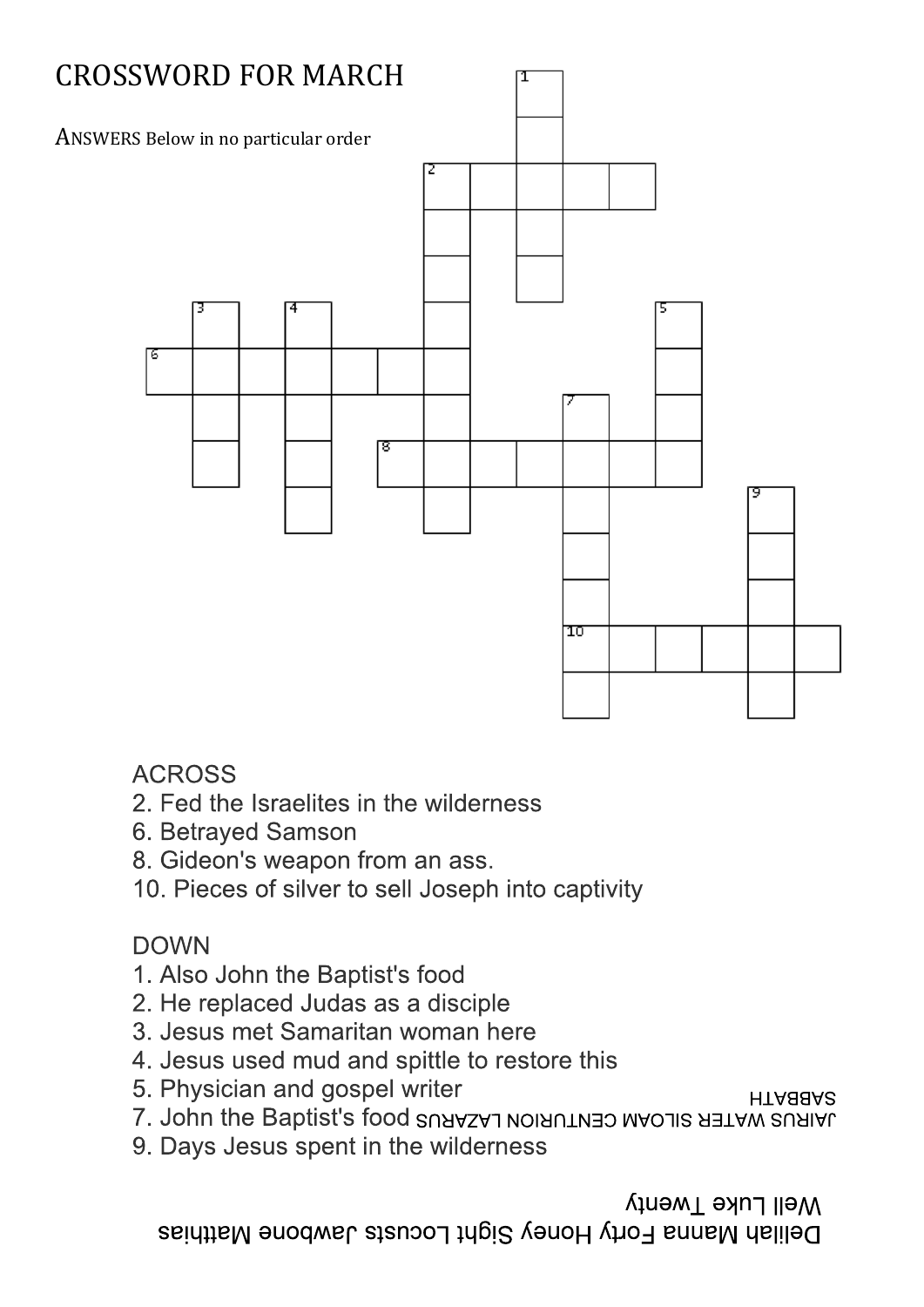# CROSSWORD FOR MARCH

ANSWERS Below in no particular order

ACROSS

2. Fed the Israelites in the wilderness
6. Betrayed Samson
8. Gideon's weapon from an ass.
10. Pieces of silver to sell Joseph into captivity

DOWN

1. Also John the Baptist's food
2. He replaced Judas as a disciple
3. Jesus met Samaritan woman here
4. Jesus used mud and spittle to restore this
5. Physician and gospel writer
7. John the Baptist's food
9. Days Jesus spent in the wilderness

SABBATH
JAIRUS WATER SILOAM CENTURION LAZARUS

Well Luke Twenty
Delilah Manna Forty Honey Sight Locusts Jawbone Matthias